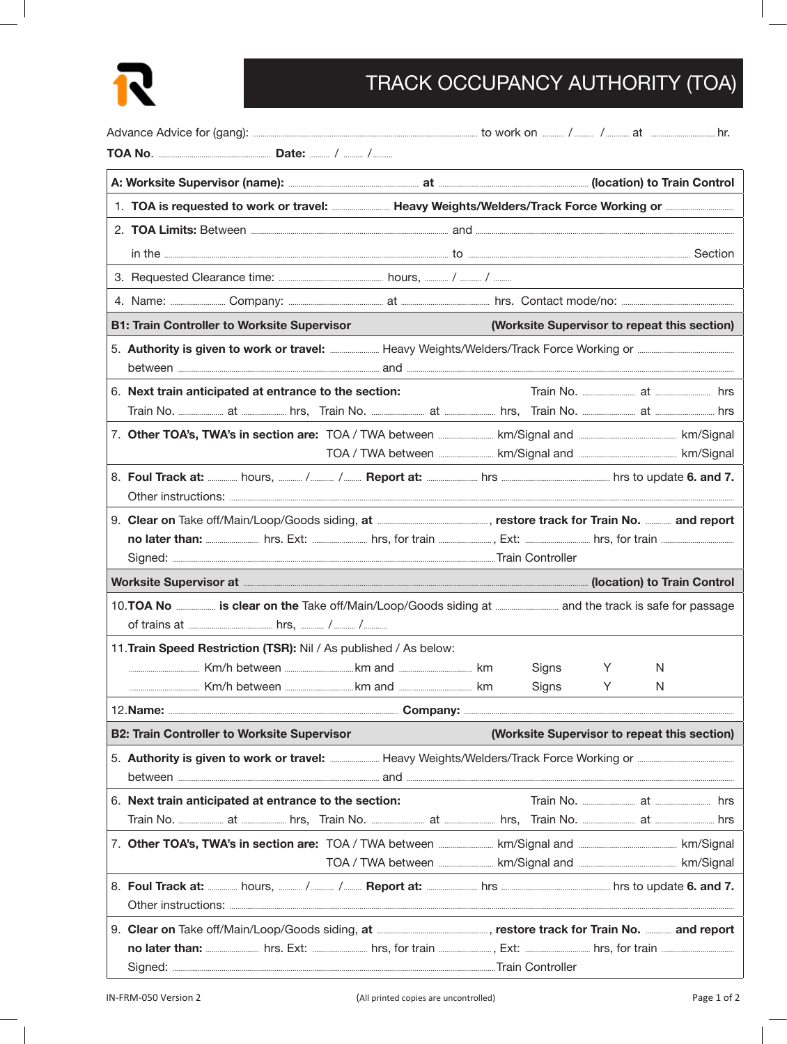# TRACK OCCUPANCY AUTHORITY (TOA)

Advance Advice for (gang): .......................................... to work on ....... / ....... / ....... at .................. hr.

**TOA No**. .................. **Date:** ....... / ....... / .......

**A: Worksite Supervisor (name):** .................................... **at** .................................... **(location) to Train Control**

1. **TOA is requested to work or travel:** .................. **Heavy Weights/Welders/Track Force Working or** ..................

2. **TOA Limits:** Between .................................... and ....................................
   in the .................................... to .................................... Section

3. Requested Clearance time: .................. hours, ....... / ....... / .......

4. Name: .................. Company: .................. at .................. hrs. Contact mode/no: ..................

**B1: Train Controller to Worksite Supervisor** **(Worksite Supervisor to repeat this section)**

5. **Authority is given to work or travel:** .................. Heavy Weights/Welders/Track Force Working or ..................
   between .................................... and ....................................

6. **Next train anticipated at entrance to the section:** Train No. .................. at .................. hrs
   Train No. .................. at .................. hrs, Train No. .................. at .................. hrs, Train No. .................. at .................. hrs

7. **Other TOA's, TWA's in section are:** TOA / TWA between .................. km/Signal and .................. km/Signal
   TOA / TWA between .................. km/Signal and .................. km/Signal

8. **Foul Track at:** .................. hours, ....... / ....... / ....... **Report at:** .................. hrs .................. hrs to update **6. and 7.**
   Other instructions: ....................................

9. **Clear on** Take off/Main/Loop/Goods siding, **at** .................., **restore track for Train No.** .................. **and report no later than:** .................. hrs. Ext: .................. hrs, for train .................., Ext: .................. hrs, for train ..................
   Signed: .................................... Train Controller

**Worksite Supervisor at** .................................... **(location) to Train Control**

10. **TOA No** .................. **is clear on the** Take off/Main/Loop/Goods siding at .................. and the track is safe for passage of trains at .................. hrs, ....... / ....... / .......

11. **Train Speed Restriction (TSR):** Nil / As published / As below:
    .................. Km/h between ..................km and .................. km Signs Y N
    .................. Km/h between ..................km and .................. km Signs Y N

12. **Name:** .................................... **Company:** ....................................

**B2: Train Controller to Worksite Supervisor** **(Worksite Supervisor to repeat this section)**

5. **Authority is given to work or travel:** .................. Heavy Weights/Welders/Track Force Working or ..................
   between .................................... and ....................................

6. **Next train anticipated at entrance to the section:** Train No. .................. at .................. hrs
   Train No. .................. at .................. hrs, Train No. .................. at .................. hrs, Train No. .................. at .................. hrs

7. **Other TOA's, TWA's in section are:** TOA / TWA between .................. km/Signal and .................. km/Signal
   TOA / TWA between .................. km/Signal and .................. km/Signal

8. **Foul Track at:** .................. hours, ....... / ....... / ....... **Report at:** .................. hrs .................. hrs to update **6. and 7.**
   Other instructions: ....................................

9. **Clear on** Take off/Main/Loop/Goods siding, **at** .................., **restore track for Train No.** .................. **and report no later than:** .................. hrs. Ext: .................. hrs, for train .................., Ext: .................. hrs, for train ..................
   Signed: .................................... Train Controller

IN-FRM-050 Version 2 (All printed copies are uncontrolled)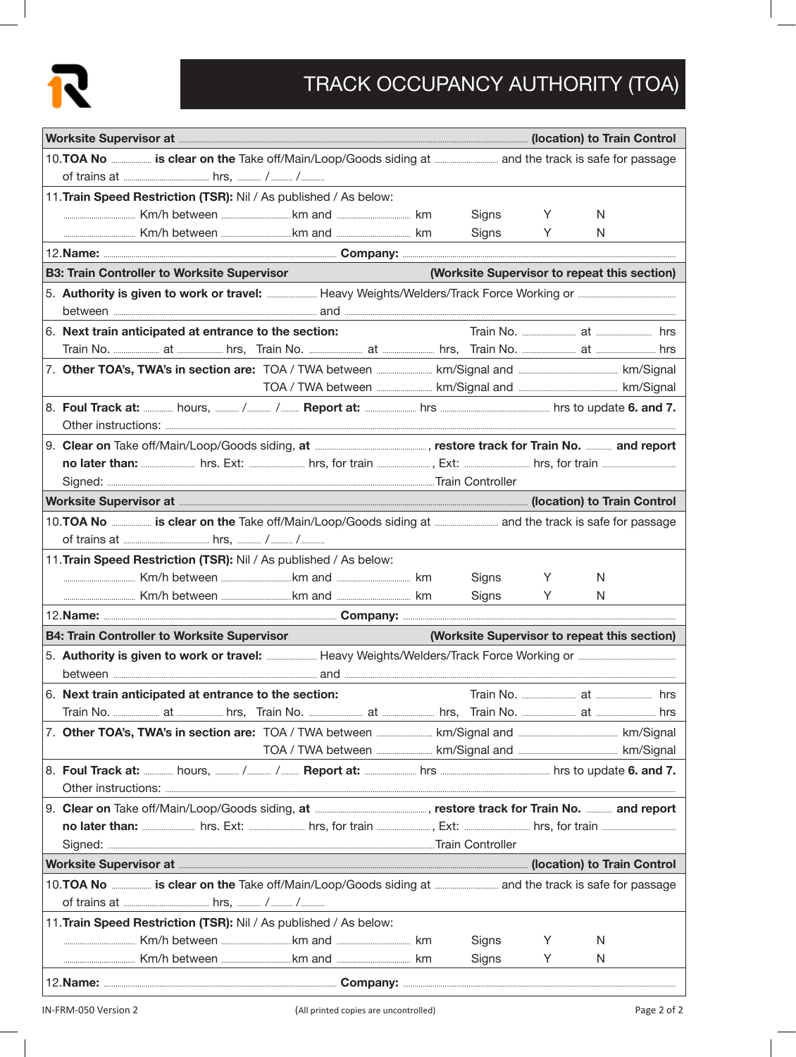# TRACK OCCUPANCY AUTHORITY (TOA)

**Worksite Supervisor at** ........................................ **(location) to Train Control**

10. **TOA No** ............ **is clear on the** Take off/Main/Loop/Goods siding at ............ and the track is safe for passage of trains at ............ hrs, ....... / ....... / .......

11. **Train Speed Restriction (TSR):** Nil / As published / As below:

| | | | | | |
|---|---|---|---|---|---|
| ............ Km/h between | ............ km and | ............ km | Signs | Y | N |
| ............ Km/h between | ............ km and | ............ km | Signs | Y | N |

12. **Name:** ........................................ **Company:** ........................................

**B3: Train Controller to Worksite Supervisor** **(Worksite Supervisor to repeat this section)**

5. **Authority is given to work or travel:** ............ Heavy Weights/Welders/Track Force Working or ............ between ............ and ............

6. **Next train anticipated at entrance to the section:** Train No. ............ at ............ hrs
Train No. ............ at ............ hrs, Train No. ............ at ............ hrs, Train No. ............ at ............ hrs

7. **Other TOA's, TWA's in section are:** TOA / TWA between ............ km/Signal and ............ km/Signal
TOA / TWA between ............ km/Signal and ............ km/Signal

8. **Foul Track at:** ....... hours, ....... / ....... / ....... **Report at:** ............ hrs ............ hrs to update **6. and 7.**
Other instructions: ........................................

9. **Clear on** Take off/Main/Loop/Goods siding, **at** ............, **restore track for Train No.** ....... **and report no later than:** ............ hrs. Ext: ............ hrs, for train ............, Ext: ............ hrs, for train ............
Signed: ........................................ Train Controller

**Worksite Supervisor at** ........................................ **(location) to Train Control**

10. **TOA No** ............ **is clear on the** Take off/Main/Loop/Goods siding at ............ and the track is safe for passage of trains at ............ hrs, ....... / ....... / .......

11. **Train Speed Restriction (TSR):** Nil / As published / As below:

| | | | | | |
|---|---|---|---|---|---|
| ............ Km/h between | ............ km and | ............ km | Signs | Y | N |
| ............ Km/h between | ............ km and | ............ km | Signs | Y | N |

12. **Name:** ........................................ **Company:** ........................................

**B4: Train Controller to Worksite Supervisor** **(Worksite Supervisor to repeat this section)**

5. **Authority is given to work or travel:** ............ Heavy Weights/Welders/Track Force Working or ............ between ............ and ............

6. **Next train anticipated at entrance to the section:** Train No. ............ at ............ hrs
Train No. ............ at ............ hrs, Train No. ............ at ............ hrs, Train No. ............ at ............ hrs

7. **Other TOA's, TWA's in section are:** TOA / TWA between ............ km/Signal and ............ km/Signal
TOA / TWA between ............ km/Signal and ............ km/Signal

8. **Foul Track at:** ....... hours, ....... / ....... / ....... **Report at:** ............ hrs ............ hrs to update **6. and 7.**
Other instructions: ........................................

9. **Clear on** Take off/Main/Loop/Goods siding, **at** ............, **restore track for Train No.** ....... **and report no later than:** ............ hrs. Ext: ............ hrs, for train ............, Ext: ............ hrs, for train ............
Signed: ........................................ Train Controller

**Worksite Supervisor at** ........................................ **(location) to Train Control**

10. **TOA No** ............ **is clear on the** Take off/Main/Loop/Goods siding at ............ and the track is safe for passage of trains at ............ hrs, ....... / ....... / .......

11. **Train Speed Restriction (TSR):** Nil / As published / As below:

| | | | | | |
|---|---|---|---|---|---|
| ............ Km/h between | ............ km and | ............ km | Signs | Y | N |
| ............ Km/h between | ............ km and | ............ km | Signs | Y | N |

12. **Name:** ........................................ **Company:** ........................................

IN-FRM-050 Version 2 (All printed copies are uncontrolled)